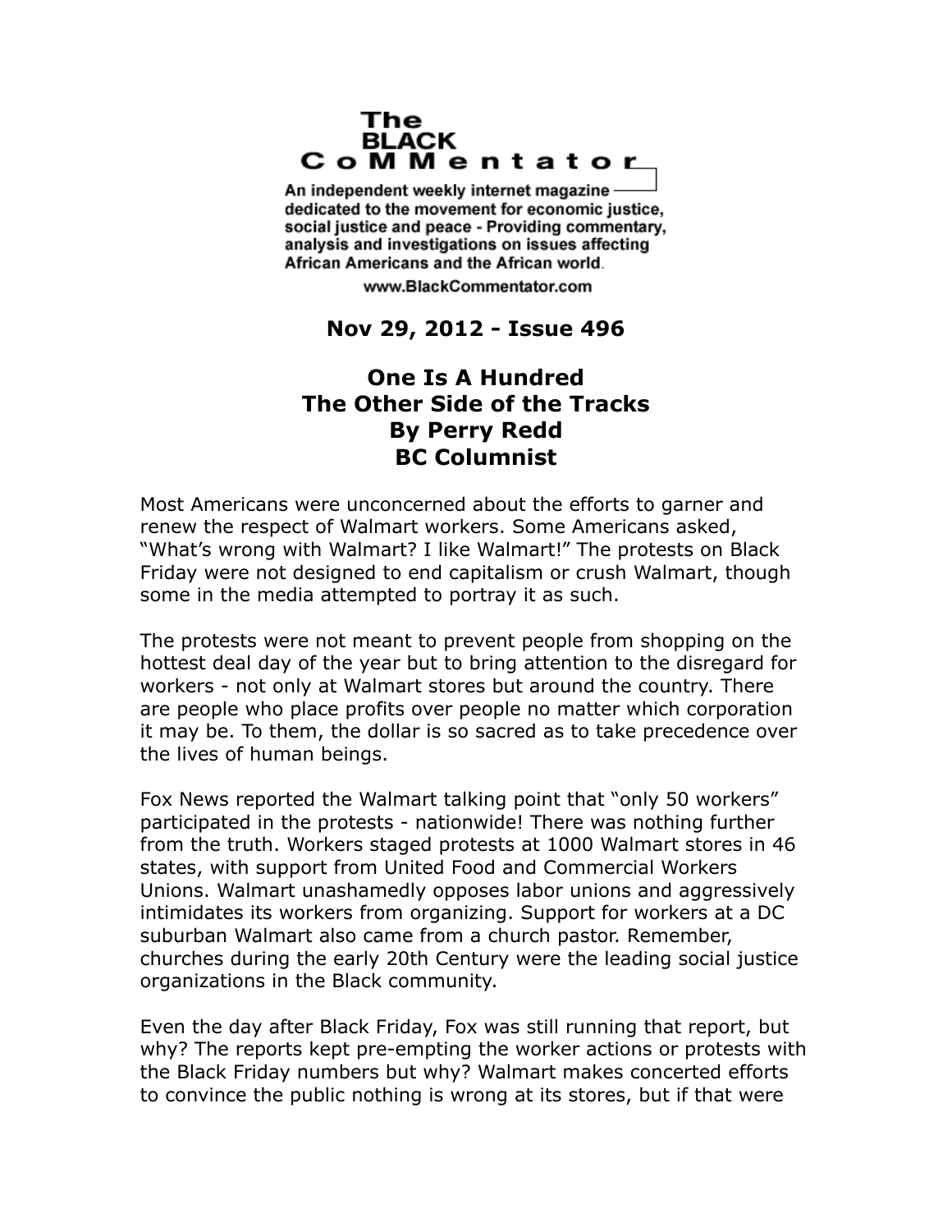# The BLACK CoMMentator

An independent weekly internet magazine dedicated to the movement for economic justice, social justice and peace - Providing commentary, analysis and investigations on issues affecting African Americans and the African world.

www.BlackCommentator.com

**Nov 29, 2012 - Issue 496**

## One Is A Hundred
## The Other Side of the Tracks
## By Perry Redd
## BC Columnist

Most Americans were unconcerned about the efforts to garner and renew the respect of Walmart workers. Some Americans asked, "What's wrong with Walmart? I like Walmart!" The protests on Black Friday were not designed to end capitalism or crush Walmart, though some in the media attempted to portray it as such.

The protests were not meant to prevent people from shopping on the hottest deal day of the year but to bring attention to the disregard for workers - not only at Walmart stores but around the country. There are people who place profits over people no matter which corporation it may be. To them, the dollar is so sacred as to take precedence over the lives of human beings.

Fox News reported the Walmart talking point that "only 50 workers" participated in the protests - nationwide! There was nothing further from the truth. Workers staged protests at 1000 Walmart stores in 46 states, with support from United Food and Commercial Workers Unions. Walmart unashamedly opposes labor unions and aggressively intimidates its workers from organizing. Support for workers at a DC suburban Walmart also came from a church pastor. Remember, churches during the early 20th Century were the leading social justice organizations in the Black community.

Even the day after Black Friday, Fox was still running that report, but why? The reports kept pre-empting the worker actions or protests with the Black Friday numbers but why? Walmart makes concerted efforts to convince the public nothing is wrong at its stores, but if that were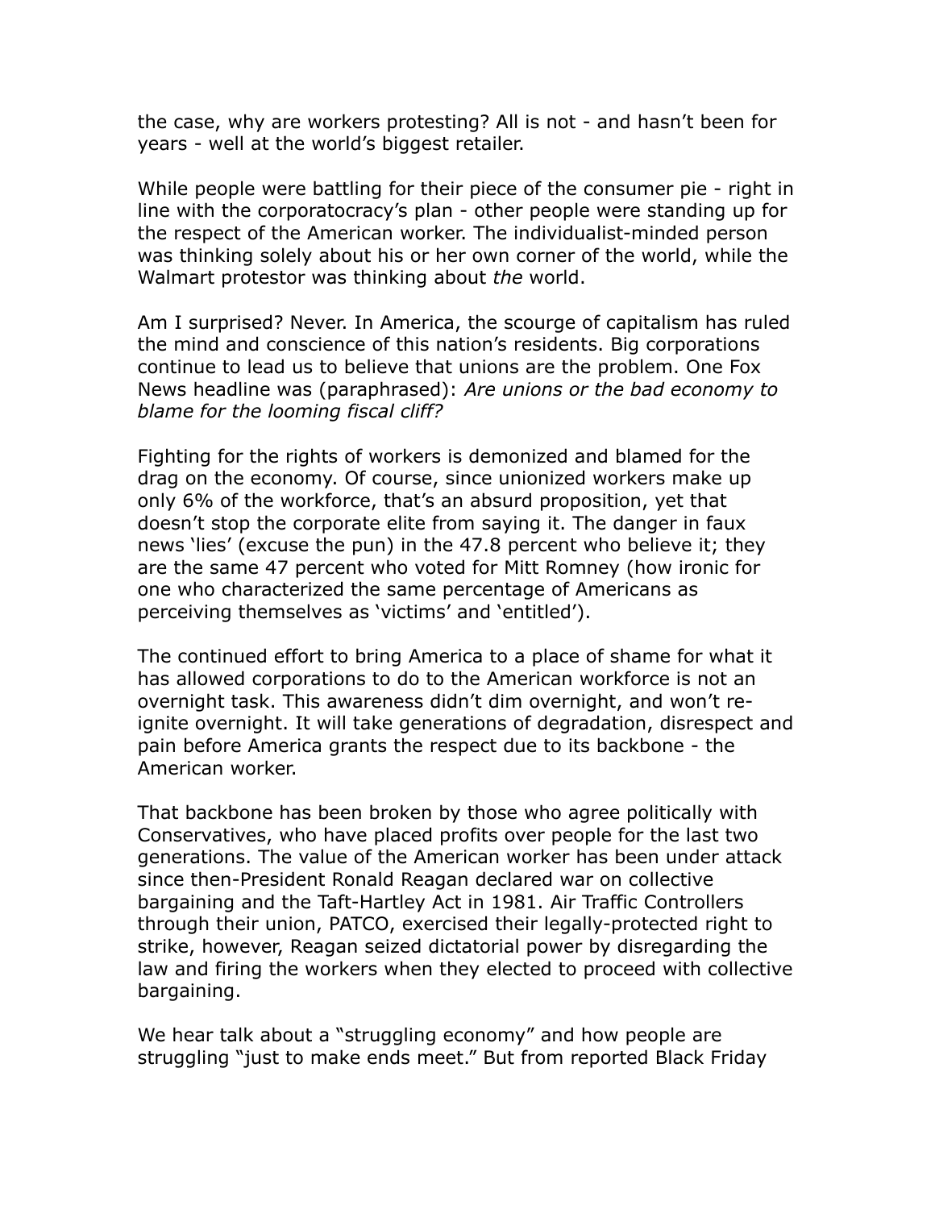the case, why are workers protesting? All is not - and hasn't been for years - well at the world's biggest retailer.

While people were battling for their piece of the consumer pie - right in line with the corporatocracy's plan - other people were standing up for the respect of the American worker. The individualist-minded person was thinking solely about his or her own corner of the world, while the Walmart protestor was thinking about *the* world.

Am I surprised? Never. In America, the scourge of capitalism has ruled the mind and conscience of this nation's residents. Big corporations continue to lead us to believe that unions are the problem. One Fox News headline was (paraphrased): *Are unions or the bad economy to blame for the looming fiscal cliff?*

Fighting for the rights of workers is demonized and blamed for the drag on the economy. Of course, since unionized workers make up only 6% of the workforce, that's an absurd proposition, yet that doesn't stop the corporate elite from saying it. The danger in faux news 'lies' (excuse the pun) in the 47.8 percent who believe it; they are the same 47 percent who voted for Mitt Romney (how ironic for one who characterized the same percentage of Americans as perceiving themselves as 'victims' and 'entitled').

The continued effort to bring America to a place of shame for what it has allowed corporations to do to the American workforce is not an overnight task. This awareness didn't dim overnight, and won't re-ignite overnight. It will take generations of degradation, disrespect and pain before America grants the respect due to its backbone - the American worker.

That backbone has been broken by those who agree politically with Conservatives, who have placed profits over people for the last two generations. The value of the American worker has been under attack since then-President Ronald Reagan declared war on collective bargaining and the Taft-Hartley Act in 1981. Air Traffic Controllers through their union, PATCO, exercised their legally-protected right to strike, however, Reagan seized dictatorial power by disregarding the law and firing the workers when they elected to proceed with collective bargaining.

We hear talk about a "struggling economy" and how people are struggling "just to make ends meet." But from reported Black Friday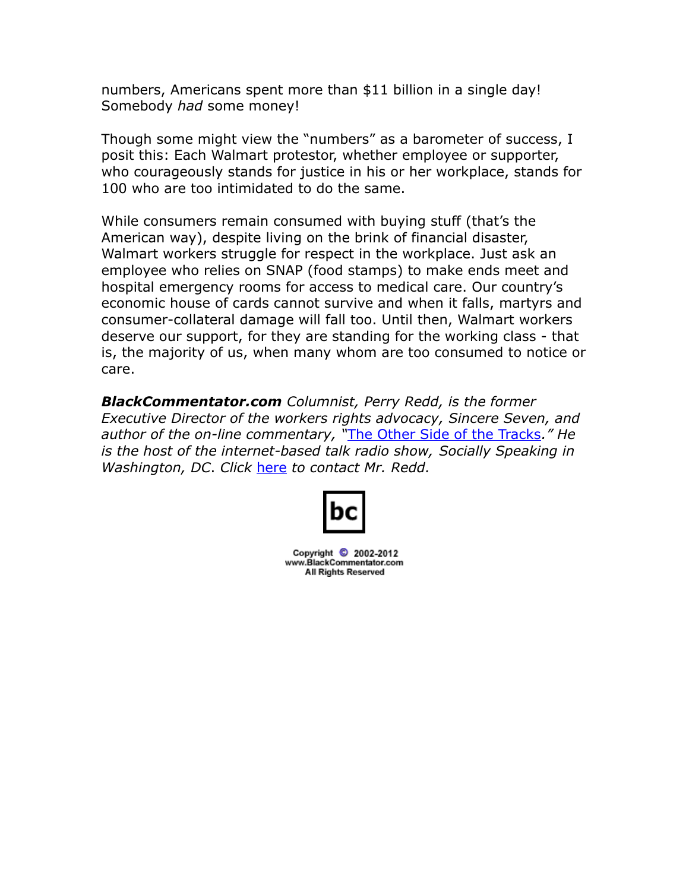numbers, Americans spent more than $11 billion in a single day! Somebody *had* some money!

Though some might view the "numbers" as a barometer of success, I posit this: Each Walmart protestor, whether employee or supporter, who courageously stands for justice in his or her workplace, stands for 100 who are too intimidated to do the same.

While consumers remain consumed with buying stuff (that's the American way), despite living on the brink of financial disaster, Walmart workers struggle for respect in the workplace. Just ask an employee who relies on SNAP (food stamps) to make ends meet and hospital emergency rooms for access to medical care. Our country's economic house of cards cannot survive and when it falls, martyrs and consumer-collateral damage will fall too. Until then, Walmart workers deserve our support, for they are standing for the working class - that is, the majority of us, when many whom are too consumed to notice or care.

***BlackCommentator.com*** *Columnist, Perry Redd, is the former Executive Director of the workers rights advocacy, Sincere Seven, and author of the on-line commentary, "*[The Other Side of the Tracks](#)*." He is the host of the internet-based talk radio show, Socially Speaking in Washington, DC. Click* [here](#) *to contact Mr. Redd.*

bc

Copyright © 2002-2012
www.BlackCommentator.com
All Rights Reserved